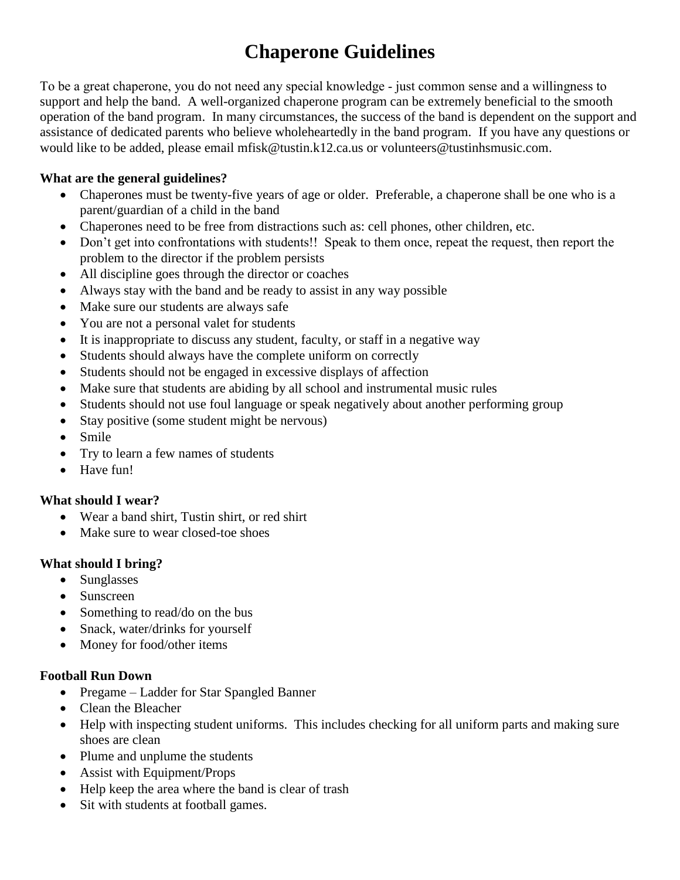# Chaperone Guidelines

To be a great chaperone, you do not need any special knowledge - just common sense and a willingness to support and help the band. A well-organized chaperone program can be extremely beneficial to the smooth operation of the band program. In many circumstances, the success of the band is dependent on the support and assistance of dedicated parents who believe wholeheartedly in the band program. If you have any questions or would like to be added, please email mfisk@tustin.k12.ca.us or volunteers@tustinhsmusic.com.

**What are the general guidelines?**

- Chaperones must be twenty-five years of age or older. Preferable, a chaperone shall be one who is a parent/guardian of a child in the band
- Chaperones need to be free from distractions such as: cell phones, other children, etc.
- Don't get into confrontations with students!! Speak to them once, repeat the request, then report the problem to the director if the problem persists
- All discipline goes through the director or coaches
- Always stay with the band and be ready to assist in any way possible
- Make sure our students are always safe
- You are not a personal valet for students
- It is inappropriate to discuss any student, faculty, or staff in a negative way
- Students should always have the complete uniform on correctly
- Students should not be engaged in excessive displays of affection
- Make sure that students are abiding by all school and instrumental music rules
- Students should not use foul language or speak negatively about another performing group
- Stay positive (some student might be nervous)
- Smile
- Try to learn a few names of students
- Have fun!

**What should I wear?**

- Wear a band shirt, Tustin shirt, or red shirt
- Make sure to wear closed-toe shoes

**What should I bring?**

- Sunglasses
- Sunscreen
- Something to read/do on the bus
- Snack, water/drinks for yourself
- Money for food/other items

**Football Run Down**

- Pregame – Ladder for Star Spangled Banner
- Clean the Bleacher
- Help with inspecting student uniforms. This includes checking for all uniform parts and making sure shoes are clean
- Plume and unplume the students
- Assist with Equipment/Props
- Help keep the area where the band is clear of trash
- Sit with students at football games.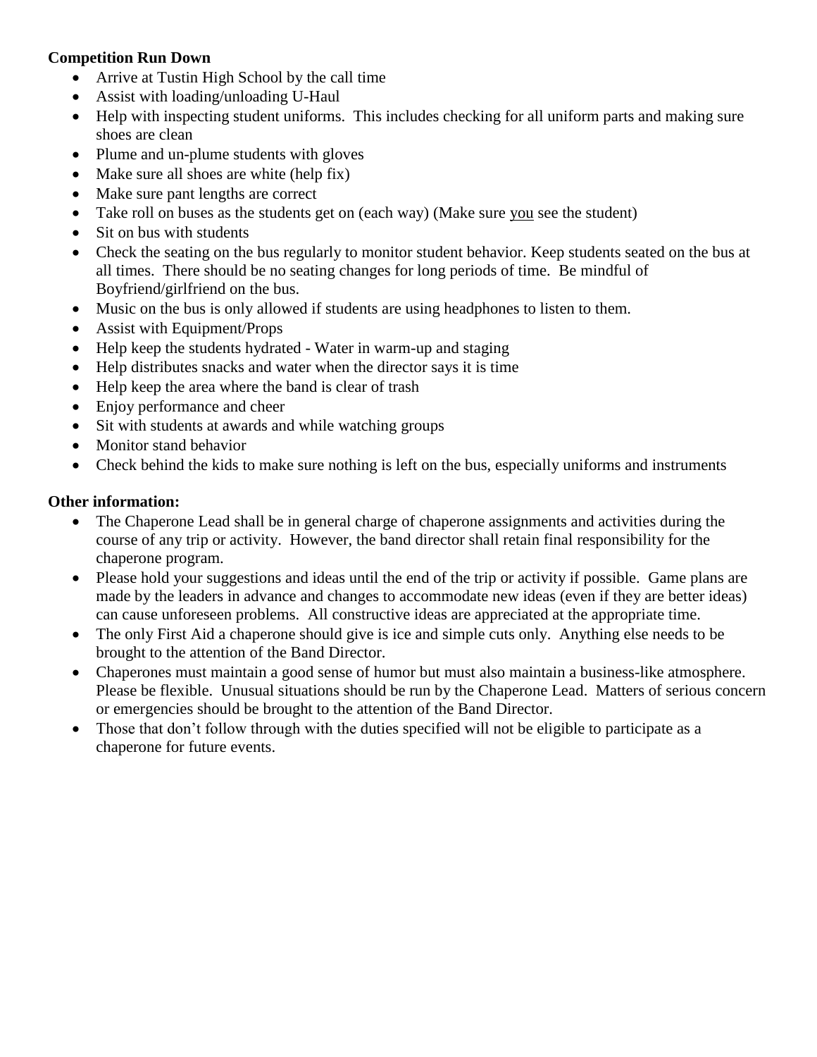**Competition Run Down**

- Arrive at Tustin High School by the call time
- Assist with loading/unloading U-Haul
- Help with inspecting student uniforms. This includes checking for all uniform parts and making sure shoes are clean
- Plume and un-plume students with gloves
- Make sure all shoes are white (help fix)
- Make sure pant lengths are correct
- Take roll on buses as the students get on (each way) (Make sure <u>you</u> see the student)
- Sit on bus with students
- Check the seating on the bus regularly to monitor student behavior. Keep students seated on the bus at all times. There should be no seating changes for long periods of time. Be mindful of Boyfriend/girlfriend on the bus.
- Music on the bus is only allowed if students are using headphones to listen to them.
- Assist with Equipment/Props
- Help keep the students hydrated - Water in warm-up and staging
- Help distributes snacks and water when the director says it is time
- Help keep the area where the band is clear of trash
- Enjoy performance and cheer
- Sit with students at awards and while watching groups
- Monitor stand behavior
- Check behind the kids to make sure nothing is left on the bus, especially uniforms and instruments

**Other information:**

- The Chaperone Lead shall be in general charge of chaperone assignments and activities during the course of any trip or activity. However, the band director shall retain final responsibility for the chaperone program.
- Please hold your suggestions and ideas until the end of the trip or activity if possible. Game plans are made by the leaders in advance and changes to accommodate new ideas (even if they are better ideas) can cause unforeseen problems. All constructive ideas are appreciated at the appropriate time.
- The only First Aid a chaperone should give is ice and simple cuts only. Anything else needs to be brought to the attention of the Band Director.
- Chaperones must maintain a good sense of humor but must also maintain a business-like atmosphere. Please be flexible. Unusual situations should be run by the Chaperone Lead. Matters of serious concern or emergencies should be brought to the attention of the Band Director.
- Those that don't follow through with the duties specified will not be eligible to participate as a chaperone for future events.